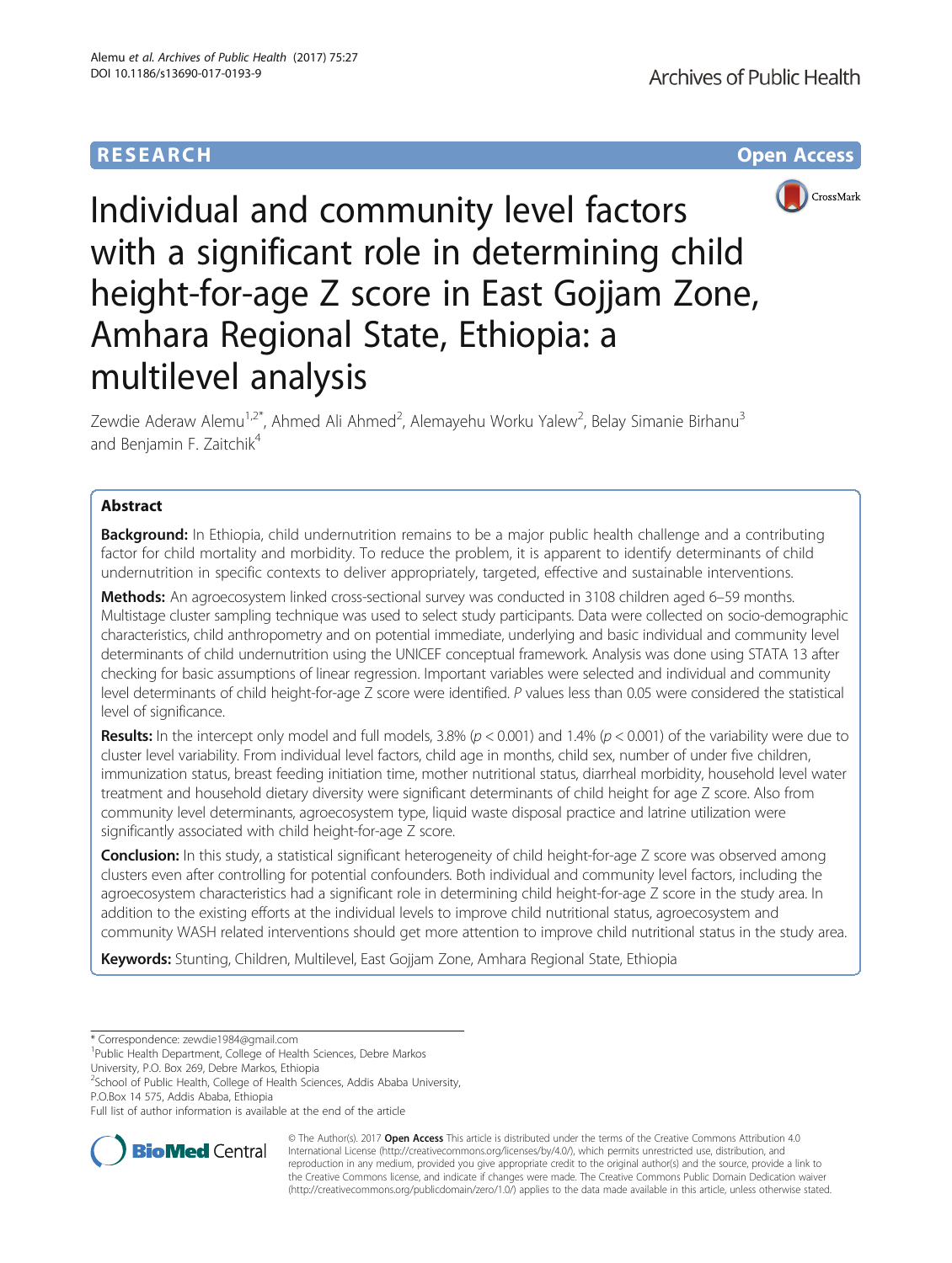RESEARCH Open Access

# Individual and community level factors with a significant role in determining child height-for-age Z score in East Gojjam Zone, Amhara Regional State, Ethiopia: a multilevel analysis

Zewdie Aderaw Alemu[1,2*], Ahmed Ali Ahmed[2], Alemayehu Worku Yalew[2], Belay Simanie Birhanu[3] and Benjamin F. Zaitchik[4]

## Abstract

**Background:** In Ethiopia, child undernutrition remains to be a major public health challenge and a contributing factor for child mortality and morbidity. To reduce the problem, it is apparent to identify determinants of child undernutrition in specific contexts to deliver appropriately, targeted, effective and sustainable interventions.

**Methods:** An agroecosystem linked cross-sectional survey was conducted in 3108 children aged 6–59 months. Multistage cluster sampling technique was used to select study participants. Data were collected on socio-demographic characteristics, child anthropometry and on potential immediate, underlying and basic individual and community level determinants of child undernutrition using the UNICEF conceptual framework. Analysis was done using STATA 13 after checking for basic assumptions of linear regression. Important variables were selected and individual and community level determinants of child height-for-age Z score were identified. *P* values less than 0.05 were considered the statistical level of significance.

**Results:** In the intercept only model and full models, 3.8% ($p < 0.001$) and 1.4% ($p < 0.001$) of the variability were due to cluster level variability. From individual level factors, child age in months, child sex, number of under five children, immunization status, breast feeding initiation time, mother nutritional status, diarrheal morbidity, household level water treatment and household dietary diversity were significant determinants of child height for age Z score. Also from community level determinants, agroecosystem type, liquid waste disposal practice and latrine utilization were significantly associated with child height-for-age Z score.

**Conclusion:** In this study, a statistical significant heterogeneity of child height-for-age Z score was observed among clusters even after controlling for potential confounders. Both individual and community level factors, including the agroecosystem characteristics had a significant role in determining child height-for-age Z score in the study area. In addition to the existing efforts at the individual levels to improve child nutritional status, agroecosystem and community WASH related interventions should get more attention to improve child nutritional status in the study area.

**Keywords:** Stunting, Children, Multilevel, East Gojjam Zone, Amhara Regional State, Ethiopia

\* Correspondence: zewdie1984@gmail.com
[1]Public Health Department, College of Health Sciences, Debre Markos University, P.O. Box 269, Debre Markos, Ethiopia
[2]School of Public Health, College of Health Sciences, Addis Ababa University, P.O.Box 14 575, Addis Ababa, Ethiopia
Full list of author information is available at the end of the article

© The Author(s). 2017 **Open Access** This article is distributed under the terms of the Creative Commons Attribution 4.0 International License (http://creativecommons.org/licenses/by/4.0/), which permits unrestricted use, distribution, and reproduction in any medium, provided you give appropriate credit to the original author(s) and the source, provide a link to the Creative Commons license, and indicate if changes were made. The Creative Commons Public Domain Dedication waiver (http://creativecommons.org/publicdomain/zero/1.0/) applies to the data made available in this article, unless otherwise stated.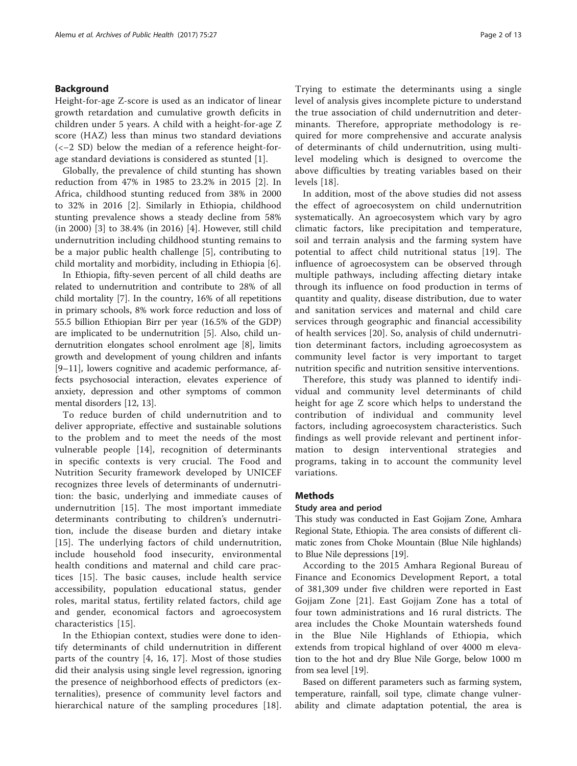## Background

Height-for-age Z-score is used as an indicator of linear growth retardation and cumulative growth deficits in children under 5 years. A child with a height-for-age Z score (HAZ) less than minus two standard deviations (<−2 SD) below the median of a reference height-for-age standard deviations is considered as stunted [1].

Globally, the prevalence of child stunting has shown reduction from 47% in 1985 to 23.2% in 2015 [2]. In Africa, childhood stunting reduced from 38% in 2000 to 32% in 2016 [2]. Similarly in Ethiopia, childhood stunting prevalence shows a steady decline from 58% (in 2000) [3] to 38.4% (in 2016) [4]. However, still child undernutrition including childhood stunting remains to be a major public health challenge [5], contributing to child mortality and morbidity, including in Ethiopia [6].

In Ethiopia, fifty-seven percent of all child deaths are related to undernutrition and contribute to 28% of all child mortality [7]. In the country, 16% of all repetitions in primary schools, 8% work force reduction and loss of 55.5 billion Ethiopian Birr per year (16.5% of the GDP) are implicated to be undernutrition [5]. Also, child undernutrition elongates school enrolment age [8], limits growth and development of young children and infants [9–11], lowers cognitive and academic performance, affects psychosocial interaction, elevates experience of anxiety, depression and other symptoms of common mental disorders [12, 13].

To reduce burden of child undernutrition and to deliver appropriate, effective and sustainable solutions to the problem and to meet the needs of the most vulnerable people [14], recognition of determinants in specific contexts is very crucial. The Food and Nutrition Security framework developed by UNICEF recognizes three levels of determinants of undernutrition: the basic, underlying and immediate causes of undernutrition [15]. The most important immediate determinants contributing to children's undernutrition, include the disease burden and dietary intake [15]. The underlying factors of child undernutrition, include household food insecurity, environmental health conditions and maternal and child care practices [15]. The basic causes, include health service accessibility, population educational status, gender roles, marital status, fertility related factors, child age and gender, economical factors and agroecosystem characteristics [15].

In the Ethiopian context, studies were done to identify determinants of child undernutrition in different parts of the country [4, 16, 17]. Most of those studies did their analysis using single level regression, ignoring the presence of neighborhood effects of predictors (externalities), presence of community level factors and hierarchical nature of the sampling procedures [18]. Trying to estimate the determinants using a single level of analysis gives incomplete picture to understand the true association of child undernutrition and determinants. Therefore, appropriate methodology is required for more comprehensive and accurate analysis of determinants of child undernutrition, using multilevel modeling which is designed to overcome the above difficulties by treating variables based on their levels [18].

In addition, most of the above studies did not assess the effect of agroecosystem on child undernutrition systematically. An agroecosystem which vary by agro climatic factors, like precipitation and temperature, soil and terrain analysis and the farming system have potential to affect child nutritional status [19]. The influence of agroecosystem can be observed through multiple pathways, including affecting dietary intake through its influence on food production in terms of quantity and quality, disease distribution, due to water and sanitation services and maternal and child care services through geographic and financial accessibility of health services [20]. So, analysis of child undernutrition determinant factors, including agroecosystem as community level factor is very important to target nutrition specific and nutrition sensitive interventions.

Therefore, this study was planned to identify individual and community level determinants of child height for age Z score which helps to understand the contribution of individual and community level factors, including agroecosystem characteristics. Such findings as well provide relevant and pertinent information to design interventional strategies and programs, taking in to account the community level variations.

## Methods

### Study area and period

This study was conducted in East Gojjam Zone, Amhara Regional State, Ethiopia. The area consists of different climatic zones from Choke Mountain (Blue Nile highlands) to Blue Nile depressions [19].

According to the 2015 Amhara Regional Bureau of Finance and Economics Development Report, a total of 381,309 under five children were reported in East Gojjam Zone [21]. East Gojjam Zone has a total of four town administrations and 16 rural districts. The area includes the Choke Mountain watersheds found in the Blue Nile Highlands of Ethiopia, which extends from tropical highland of over 4000 m elevation to the hot and dry Blue Nile Gorge, below 1000 m from sea level [19].

Based on different parameters such as farming system, temperature, rainfall, soil type, climate change vulnerability and climate adaptation potential, the area is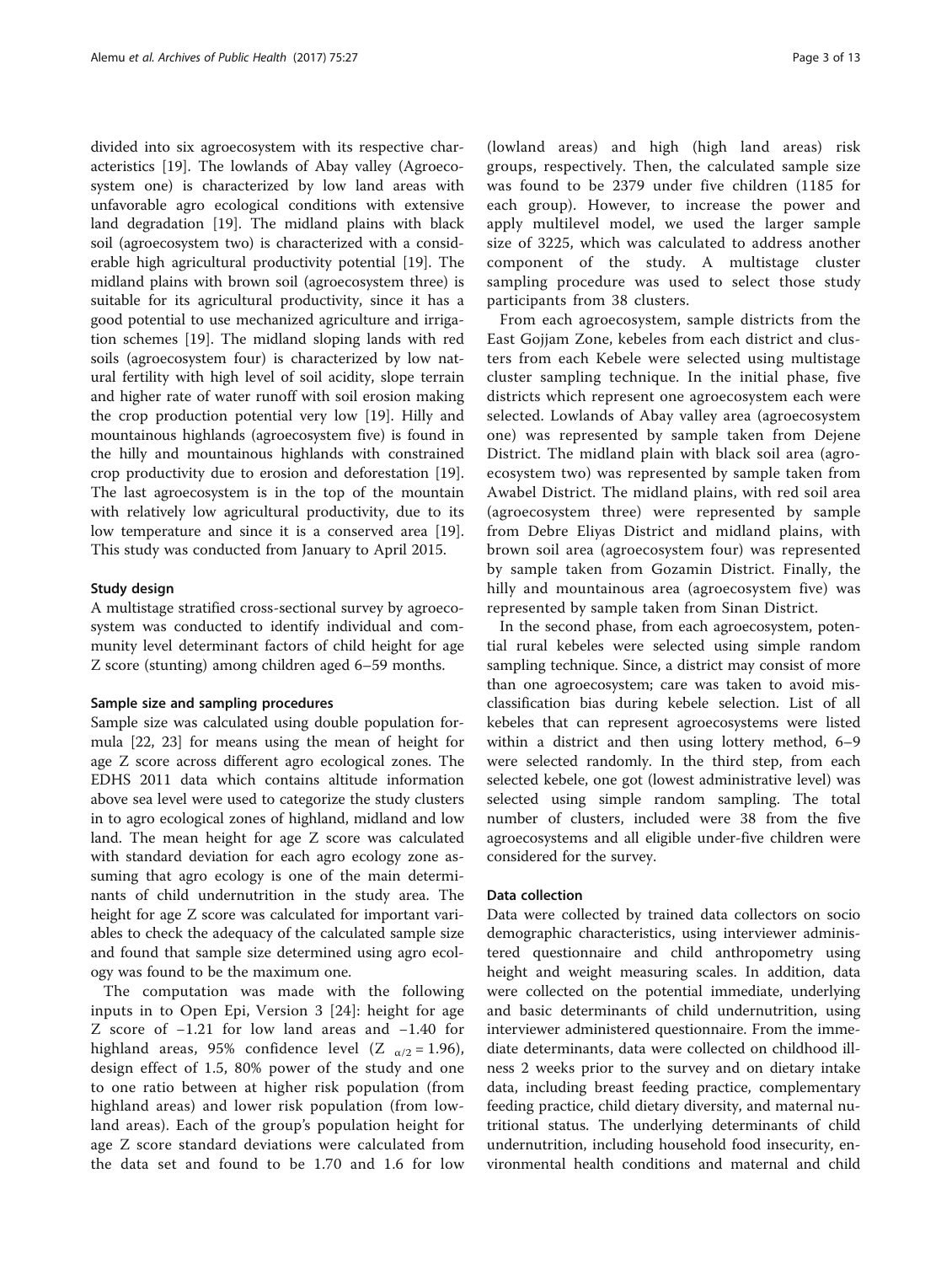divided into six agroecosystem with its respective characteristics [19]. The lowlands of Abay valley (Agroecosystem one) is characterized by low land areas with unfavorable agro ecological conditions with extensive land degradation [19]. The midland plains with black soil (agroecosystem two) is characterized with a considerable high agricultural productivity potential [19]. The midland plains with brown soil (agroecosystem three) is suitable for its agricultural productivity, since it has a good potential to use mechanized agriculture and irrigation schemes [19]. The midland sloping lands with red soils (agroecosystem four) is characterized by low natural fertility with high level of soil acidity, slope terrain and higher rate of water runoff with soil erosion making the crop production potential very low [19]. Hilly and mountainous highlands (agroecosystem five) is found in the hilly and mountainous highlands with constrained crop productivity due to erosion and deforestation [19]. The last agroecosystem is in the top of the mountain with relatively low agricultural productivity, due to its low temperature and since it is a conserved area [19]. This study was conducted from January to April 2015.

### Study design

A multistage stratified cross-sectional survey by agroecosystem was conducted to identify individual and community level determinant factors of child height for age Z score (stunting) among children aged 6–59 months.

### Sample size and sampling procedures

Sample size was calculated using double population formula [22, 23] for means using the mean of height for age Z score across different agro ecological zones. The EDHS 2011 data which contains altitude information above sea level were used to categorize the study clusters in to agro ecological zones of highland, midland and low land. The mean height for age Z score was calculated with standard deviation for each agro ecology zone assuming that agro ecology is one of the main determinants of child undernutrition in the study area. The height for age Z score was calculated for important variables to check the adequacy of the calculated sample size and found that sample size determined using agro ecology was found to be the maximum one.

The computation was made with the following inputs in to Open Epi, Version 3 [24]: height for age Z score of −1.21 for low land areas and −1.40 for highland areas, 95% confidence level ($Z_{\alpha/2} = 1.96$), design effect of 1.5, 80% power of the study and one to one ratio between at higher risk population (from highland areas) and lower risk population (from lowland areas). Each of the group's population height for age Z score standard deviations were calculated from the data set and found to be 1.70 and 1.6 for low (lowland areas) and high (high land areas) risk groups, respectively. Then, the calculated sample size was found to be 2379 under five children (1185 for each group). However, to increase the power and apply multilevel model, we used the larger sample size of 3225, which was calculated to address another component of the study. A multistage cluster sampling procedure was used to select those study participants from 38 clusters.

From each agroecosystem, sample districts from the East Gojjam Zone, kebeles from each district and clusters from each Kebele were selected using multistage cluster sampling technique. In the initial phase, five districts which represent one agroecosystem each were selected. Lowlands of Abay valley area (agroecosystem one) was represented by sample taken from Dejene District. The midland plain with black soil area (agroecosystem two) was represented by sample taken from Awabel District. The midland plains, with red soil area (agroecosystem three) were represented by sample from Debre Eliyas District and midland plains, with brown soil area (agroecosystem four) was represented by sample taken from Gozamin District. Finally, the hilly and mountainous area (agroecosystem five) was represented by sample taken from Sinan District.

In the second phase, from each agroecosystem, potential rural kebeles were selected using simple random sampling technique. Since, a district may consist of more than one agroecosystem; care was taken to avoid misclassification bias during kebele selection. List of all kebeles that can represent agroecosystems were listed within a district and then using lottery method, 6–9 were selected randomly. In the third step, from each selected kebele, one got (lowest administrative level) was selected using simple random sampling. The total number of clusters, included were 38 from the five agroecosystems and all eligible under-five children were considered for the survey.

### Data collection

Data were collected by trained data collectors on socio demographic characteristics, using interviewer administered questionnaire and child anthropometry using height and weight measuring scales. In addition, data were collected on the potential immediate, underlying and basic determinants of child undernutrition, using interviewer administered questionnaire. From the immediate determinants, data were collected on childhood illness 2 weeks prior to the survey and on dietary intake data, including breast feeding practice, complementary feeding practice, child dietary diversity, and maternal nutritional status. The underlying determinants of child undernutrition, including household food insecurity, environmental health conditions and maternal and child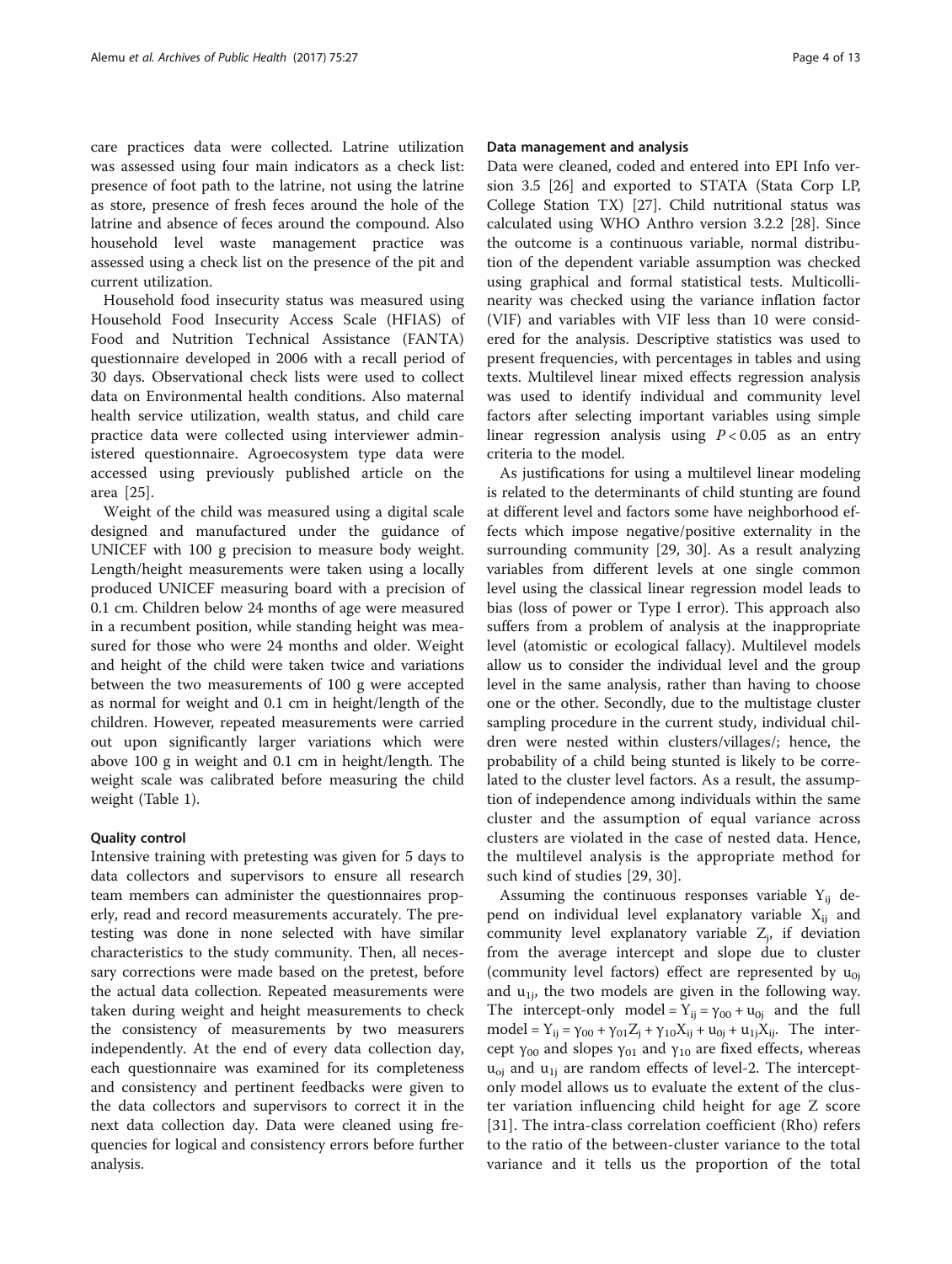care practices data were collected. Latrine utilization was assessed using four main indicators as a check list: presence of foot path to the latrine, not using the latrine as store, presence of fresh feces around the hole of the latrine and absence of feces around the compound. Also household level waste management practice was assessed using a check list on the presence of the pit and current utilization.

Household food insecurity status was measured using Household Food Insecurity Access Scale (HFIAS) of Food and Nutrition Technical Assistance (FANTA) questionnaire developed in 2006 with a recall period of 30 days. Observational check lists were used to collect data on Environmental health conditions. Also maternal health service utilization, wealth status, and child care practice data were collected using interviewer administered questionnaire. Agroecosystem type data were accessed using previously published article on the area [25].

Weight of the child was measured using a digital scale designed and manufactured under the guidance of UNICEF with 100 g precision to measure body weight. Length/height measurements were taken using a locally produced UNICEF measuring board with a precision of 0.1 cm. Children below 24 months of age were measured in a recumbent position, while standing height was measured for those who were 24 months and older. Weight and height of the child were taken twice and variations between the two measurements of 100 g were accepted as normal for weight and 0.1 cm in height/length of the children. However, repeated measurements were carried out upon significantly larger variations which were above 100 g in weight and 0.1 cm in height/length. The weight scale was calibrated before measuring the child weight (Table 1).

### Quality control

Intensive training with pretesting was given for 5 days to data collectors and supervisors to ensure all research team members can administer the questionnaires properly, read and record measurements accurately. The pretesting was done in none selected with have similar characteristics to the study community. Then, all necessary corrections were made based on the pretest, before the actual data collection. Repeated measurements were taken during weight and height measurements to check the consistency of measurements by two measurers independently. At the end of every data collection day, each questionnaire was examined for its completeness and consistency and pertinent feedbacks were given to the data collectors and supervisors to correct it in the next data collection day. Data were cleaned using frequencies for logical and consistency errors before further analysis.

### Data management and analysis

Data were cleaned, coded and entered into EPI Info version 3.5 [26] and exported to STATA (Stata Corp LP, College Station TX) [27]. Child nutritional status was calculated using WHO Anthro version 3.2.2 [28]. Since the outcome is a continuous variable, normal distribution of the dependent variable assumption was checked using graphical and formal statistical tests. Multicollinearity was checked using the variance inflation factor (VIF) and variables with VIF less than 10 were considered for the analysis. Descriptive statistics was used to present frequencies, with percentages in tables and using texts. Multilevel linear mixed effects regression analysis was used to identify individual and community level factors after selecting important variables using simple linear regression analysis using $P < 0.05$ as an entry criteria to the model.

As justifications for using a multilevel linear modeling is related to the determinants of child stunting are found at different level and factors some have neighborhood effects which impose negative/positive externality in the surrounding community [29, 30]. As a result analyzing variables from different levels at one single common level using the classical linear regression model leads to bias (loss of power or Type I error). This approach also suffers from a problem of analysis at the inappropriate level (atomistic or ecological fallacy). Multilevel models allow us to consider the individual level and the group level in the same analysis, rather than having to choose one or the other. Secondly, due to the multistage cluster sampling procedure in the current study, individual children were nested within clusters/villages/; hence, the probability of a child being stunted is likely to be correlated to the cluster level factors. As a result, the assumption of independence among individuals within the same cluster and the assumption of equal variance across clusters are violated in the case of nested data. Hence, the multilevel analysis is the appropriate method for such kind of studies [29, 30].

Assuming the continuous responses variable $Y_{ij}$ depend on individual level explanatory variable $X_{ij}$ and community level explanatory variable $Z_j$, if deviation from the average intercept and slope due to cluster (community level factors) effect are represented by $u_{0j}$ and $u_{1j}$, the two models are given in the following way. The intercept-only model = $Y_{ij} = \gamma_{00} + u_{0j}$ and the full model = $Y_{ij} = \gamma_{00} + \gamma_{01}Z_j + \gamma_{10}X_{ij} + u_{0j} + u_{1j}X_{ij}$. The intercept $\gamma_{00}$ and slopes $\gamma_{01}$ and $\gamma_{10}$ are fixed effects, whereas $u_{oj}$ and $u_{1j}$ are random effects of level-2. The intercept-only model allows us to evaluate the extent of the cluster variation influencing child height for age Z score [31]. The intra-class correlation coefficient (Rho) refers to the ratio of the between-cluster variance to the total variance and it tells us the proportion of the total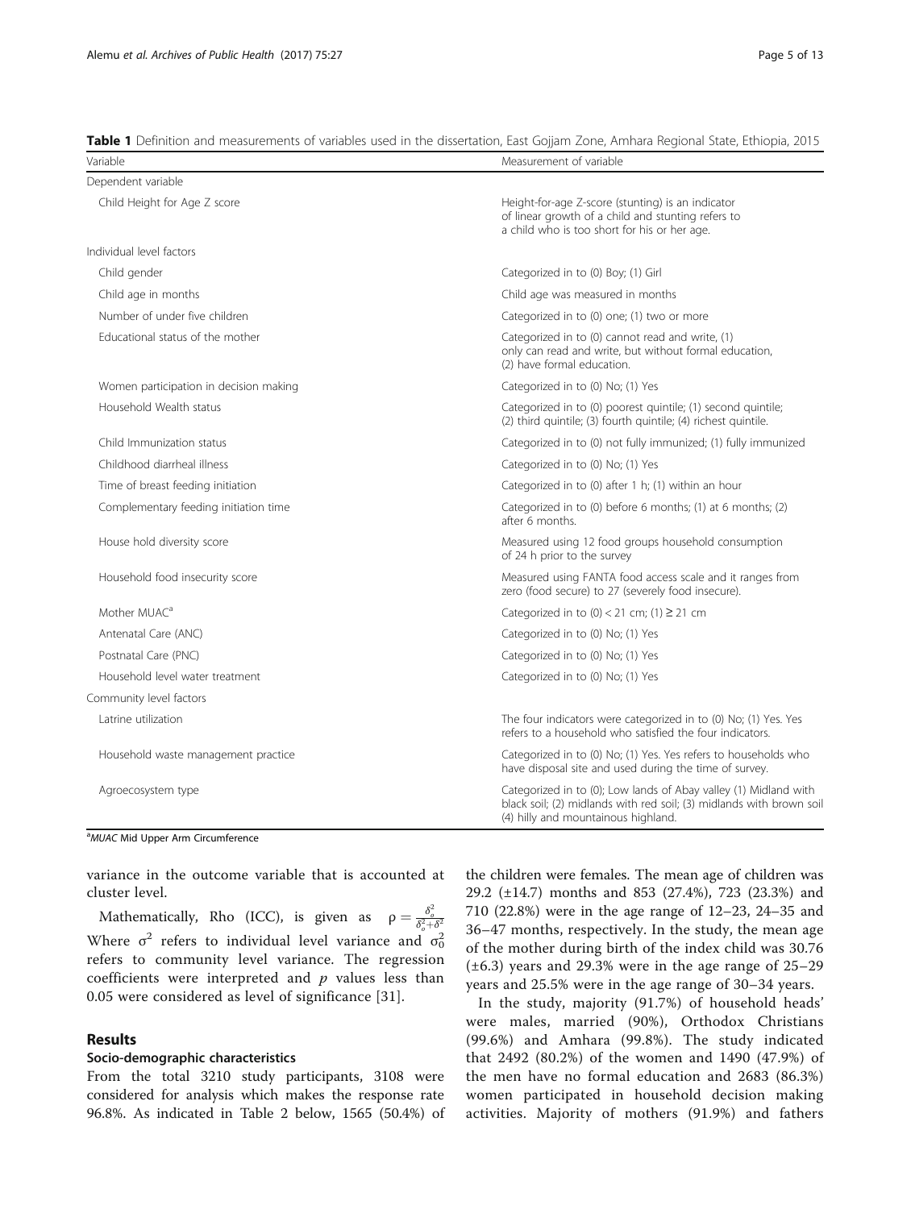**Table 1** Definition and measurements of variables used in the dissertation, East Gojjam Zone, Amhara Regional State, Ethiopia, 2015

| Variable | Measurement of variable |
|---|---|
| Dependent variable | |
| Child Height for Age Z score | Height-for-age Z-score (stunting) is an indicator of linear growth of a child and stunting refers to a child who is too short for his or her age. |
| Individual level factors | |
| Child gender | Categorized in to (0) Boy; (1) Girl |
| Child age in months | Child age was measured in months |
| Number of under five children | Categorized in to (0) one; (1) two or more |
| Educational status of the mother | Categorized in to (0) cannot read and write, (1) only can read and write, but without formal education, (2) have formal education. |
| Women participation in decision making | Categorized in to (0) No; (1) Yes |
| Household Wealth status | Categorized in to (0) poorest quintile; (1) second quintile; (2) third quintile; (3) fourth quintile; (4) richest quintile. |
| Child Immunization status | Categorized in to (0) not fully immunized; (1) fully immunized |
| Childhood diarrheal illness | Categorized in to (0) No; (1) Yes |
| Time of breast feeding initiation | Categorized in to (0) after 1 h; (1) within an hour |
| Complementary feeding initiation time | Categorized in to (0) before 6 months; (1) at 6 months; (2) after 6 months. |
| House hold diversity score | Measured using 12 food groups household consumption of 24 h prior to the survey |
| Household food insecurity score | Measured using FANTA food access scale and it ranges from zero (food secure) to 27 (severely food insecure). |
| Mother MUAC[a] | Categorized in to (0) < 21 cm; (1) ≥ 21 cm |
| Antenatal Care (ANC) | Categorized in to (0) No; (1) Yes |
| Postnatal Care (PNC) | Categorized in to (0) No; (1) Yes |
| Household level water treatment | Categorized in to (0) No; (1) Yes |
| Community level factors | |
| Latrine utilization | The four indicators were categorized in to (0) No; (1) Yes. Yes refers to a household who satisfied the four indicators. |
| Household waste management practice | Categorized in to (0) No; (1) Yes. Yes refers to households who have disposal site and used during the time of survey. |
| Agroecosystem type | Categorized in to (0); Low lands of Abay valley (1) Midland with black soil; (2) midlands with red soil; (3) midlands with brown soil (4) hilly and mountainous highland. |

[a]*MUAC* Mid Upper Arm Circumference

variance in the outcome variable that is accounted at cluster level.

Mathematically, Rho (ICC), is given as $\rho = \frac{\delta_o^2}{\delta_o^2 + \delta^2}$ Where $\sigma^2$ refers to individual level variance and $\sigma_0^2$ refers to community level variance. The regression coefficients were interpreted and $p$ values less than 0.05 were considered as level of significance [31].

## Results

### Socio-demographic characteristics

From the total 3210 study participants, 3108 were considered for analysis which makes the response rate 96.8%. As indicated in Table 2 below, 1565 (50.4%) of the children were females. The mean age of children was 29.2 (±14.7) months and 853 (27.4%), 723 (23.3%) and 710 (22.8%) were in the age range of 12–23, 24–35 and 36–47 months, respectively. In the study, the mean age of the mother during birth of the index child was 30.76 (±6.3) years and 29.3% were in the age range of 25–29 years and 25.5% were in the age range of 30–34 years.

In the study, majority (91.7%) of household heads' were males, married (90%), Orthodox Christians (99.6%) and Amhara (99.8%). The study indicated that 2492 (80.2%) of the women and 1490 (47.9%) of the men have no formal education and 2683 (86.3%) women participated in household decision making activities. Majority of mothers (91.9%) and fathers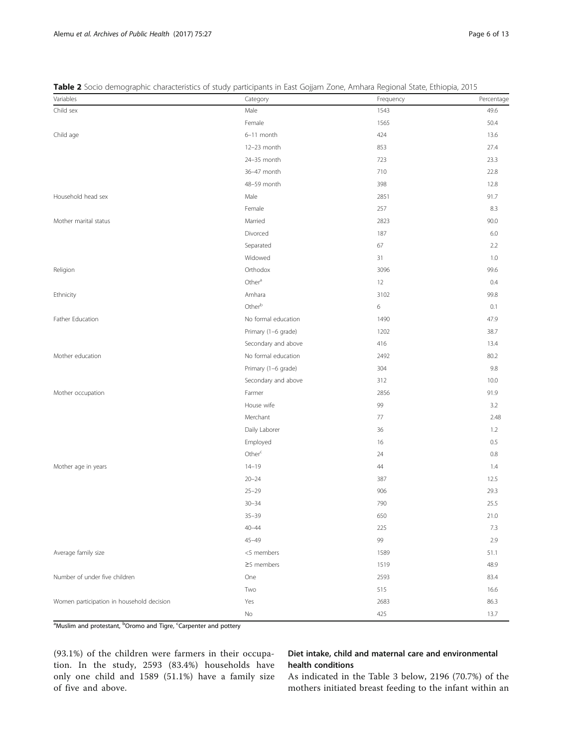**Table 2** Socio demographic characteristics of study participants in East Gojjam Zone, Amhara Regional State, Ethiopia, 2015

| Variables | Category | Frequency | Percentage |
| --- | --- | --- | --- |
| Child sex | Male | 1543 | 49.6 |
| | Female | 1565 | 50.4 |
| Child age | 6–11 month | 424 | 13.6 |
| | 12–23 month | 853 | 27.4 |
| | 24–35 month | 723 | 23.3 |
| | 36–47 month | 710 | 22.8 |
| | 48–59 month | 398 | 12.8 |
| Household head sex | Male | 2851 | 91.7 |
| | Female | 257 | 8.3 |
| Mother marital status | Married | 2823 | 90.0 |
| | Divorced | 187 | 6.0 |
| | Separated | 67 | 2.2 |
| | Widowed | 31 | 1.0 |
| Religion | Orthodox | 3096 | 99.6 |
| | Other[a] | 12 | 0.4 |
| Ethnicity | Amhara | 3102 | 99.8 |
| | Other[b] | 6 | 0.1 |
| Father Education | No formal education | 1490 | 47.9 |
| | Primary (1–6 grade) | 1202 | 38.7 |
| | Secondary and above | 416 | 13.4 |
| Mother education | No formal education | 2492 | 80.2 |
| | Primary (1–6 grade) | 304 | 9.8 |
| | Secondary and above | 312 | 10.0 |
| Mother occupation | Farmer | 2856 | 91.9 |
| | House wife | 99 | 3.2 |
| | Merchant | 77 | 2.48 |
| | Daily Laborer | 36 | 1.2 |
| | Employed | 16 | 0.5 |
| | Other[c] | 24 | 0.8 |
| Mother age in years | 14–19 | 44 | 1.4 |
| | 20–24 | 387 | 12.5 |
| | 25–29 | 906 | 29.3 |
| | 30–34 | 790 | 25.5 |
| | 35–39 | 650 | 21.0 |
| | 40–44 | 225 | 7.3 |
| | 45–49 | 99 | 2.9 |
| Average family size | <5 members | 1589 | 51.1 |
| | ≥5 members | 1519 | 48.9 |
| Number of under five children | One | 2593 | 83.4 |
| | Two | 515 | 16.6 |
| Women participation in household decision | Yes | 2683 | 86.3 |
| | No | 425 | 13.7 |

[a]Muslim and protestant, [b]Oromo and Tigre, [c]Carpenter and pottery

(93.1%) of the children were farmers in their occupation. In the study, 2593 (83.4%) households have only one child and 1589 (51.1%) have a family size of five and above.

### Diet intake, child and maternal care and environmental health conditions

As indicated in the Table 3 below, 2196 (70.7%) of the mothers initiated breast feeding to the infant within an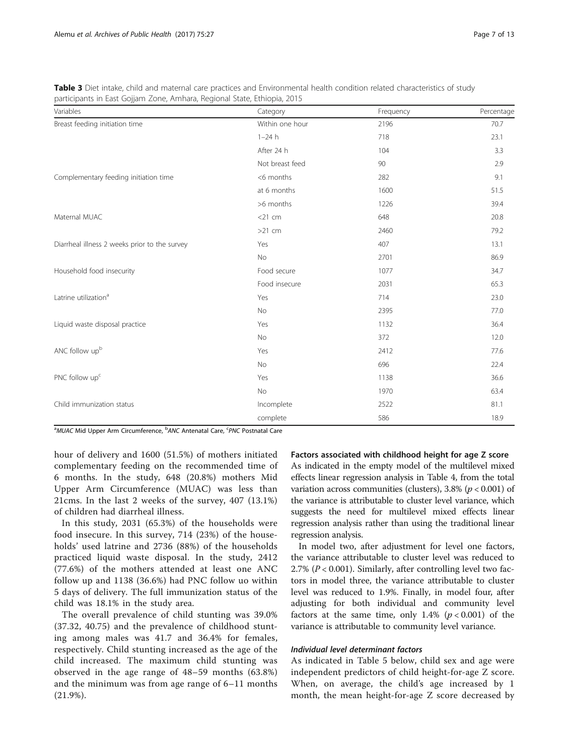**Table 3** Diet intake, child and maternal care practices and Environmental health condition related characteristics of study participants in East Gojjam Zone, Amhara, Regional State, Ethiopia, 2015

| Variables | Category | Frequency | Percentage |
|---|---|---|---|
| Breast feeding initiation time | Within one hour | 2196 | 70.7 |
| | 1–24 h | 718 | 23.1 |
| | After 24 h | 104 | 3.3 |
| | Not breast feed | 90 | 2.9 |
| Complementary feeding initiation time | <6 months | 282 | 9.1 |
| | at 6 months | 1600 | 51.5 |
| | >6 months | 1226 | 39.4 |
| Maternal MUAC | <21 cm | 648 | 20.8 |
| | >21 cm | 2460 | 79.2 |
| Diarrheal illness 2 weeks prior to the survey | Yes | 407 | 13.1 |
| | No | 2701 | 86.9 |
| Household food insecurity | Food secure | 1077 | 34.7 |
| | Food insecure | 2031 | 65.3 |
| Latrine utilization[a] | Yes | 714 | 23.0 |
| | No | 2395 | 77.0 |
| Liquid waste disposal practice | Yes | 1132 | 36.4 |
| | No | 372 | 12.0 |
| ANC follow up[b] | Yes | 2412 | 77.6 |
| | No | 696 | 22.4 |
| PNC follow up[c] | Yes | 1138 | 36.6 |
| | No | 1970 | 63.4 |
| Child immunization status | Incomplete | 2522 | 81.1 |
| | complete | 586 | 18.9 |

[a]*MUAC* Mid Upper Arm Circumference, [b]*ANC* Antenatal Care, [c]*PNC* Postnatal Care

hour of delivery and 1600 (51.5%) of mothers initiated complementary feeding on the recommended time of 6 months. In the study, 648 (20.8%) mothers Mid Upper Arm Circumference (MUAC) was less than 21cms. In the last 2 weeks of the survey, 407 (13.1%) of children had diarrheal illness.

In this study, 2031 (65.3%) of the households were food insecure. In this survey, 714 (23%) of the households' used latrine and 2736 (88%) of the households practiced liquid waste disposal. In the study, 2412 (77.6%) of the mothers attended at least one ANC follow up and 1138 (36.6%) had PNC follow uo within 5 days of delivery. The full immunization status of the child was 18.1% in the study area.

The overall prevalence of child stunting was 39.0% (37.32, 40.75) and the prevalence of childhood stunting among males was 41.7 and 36.4% for females, respectively. Child stunting increased as the age of the child increased. The maximum child stunting was observed in the age range of 48–59 months (63.8%) and the minimum was from age range of 6–11 months (21.9%).

### Factors associated with childhood height for age Z score

As indicated in the empty model of the multilevel mixed effects linear regression analysis in Table 4, from the total variation across communities (clusters), 3.8% ($p < 0.001$) of the variance is attributable to cluster level variance, which suggests the need for multilevel mixed effects linear regression analysis rather than using the traditional linear regression analysis.

In model two, after adjustment for level one factors, the variance attributable to cluster level was reduced to 2.7% ($P < 0.001$). Similarly, after controlling level two factors in model three, the variance attributable to cluster level was reduced to 1.9%. Finally, in model four, after adjusting for both individual and community level factors at the same time, only 1.4% ($p < 0.001$) of the variance is attributable to community level variance.

#### *Individual level determinant factors*

As indicated in Table 5 below, child sex and age were independent predictors of child height-for-age Z score. When, on average, the child's age increased by 1 month, the mean height-for-age Z score decreased by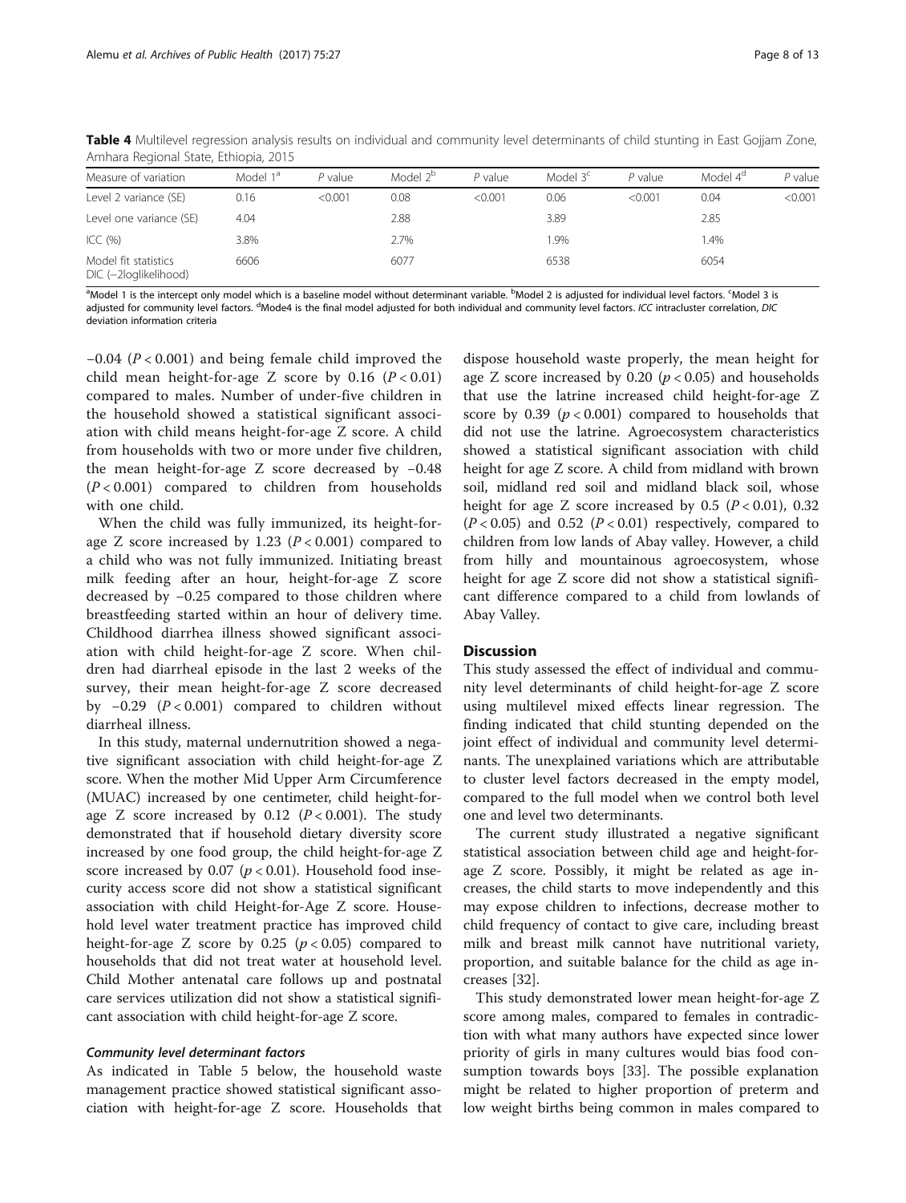**Table 4** Multilevel regression analysis results on individual and community level determinants of child stunting in East Gojjam Zone, Amhara Regional State, Ethiopia, 2015

| Measure of variation | Model 1[a] | $P$ value | Model 2[b] | $P$ value | Model 3[c] | $P$ value | Model 4[d] | $P$ value |
|---|---|---|---|---|---|---|---|---|
| Level 2 variance (SE) | 0.16 | <0.001 | 0.08 | <0.001 | 0.06 | <0.001 | 0.04 | <0.001 |
| Level one variance (SE) | 4.04 | | 2.88 | | 3.89 | | 2.85 | |
| ICC (%) | 3.8% | | 2.7% | | 1.9% | | 1.4% | |
| Model fit statistics DIC (−2loglikelihood) | 6606 | | 6077 | | 6538 | | 6054 | |

[a]Model 1 is the intercept only model which is a baseline model without determinant variable. [b]Model 2 is adjusted for individual level factors. [c]Model 3 is adjusted for community level factors. [d]Mode4 is the final model adjusted for both individual and community level factors. *ICC* intracluster correlation, *DIC* deviation information criteria

−0.04 ($P < 0.001$) and being female child improved the child mean height-for-age Z score by 0.16 ($P < 0.01$) compared to males. Number of under-five children in the household showed a statistical significant association with child means height-for-age Z score. A child from households with two or more under five children, the mean height-for-age Z score decreased by −0.48 ($P < 0.001$) compared to children from households with one child.

When the child was fully immunized, its height-for-age Z score increased by 1.23 ($P < 0.001$) compared to a child who was not fully immunized. Initiating breast milk feeding after an hour, height-for-age Z score decreased by −0.25 compared to those children where breastfeeding started within an hour of delivery time. Childhood diarrhea illness showed significant association with child height-for-age Z score. When children had diarrheal episode in the last 2 weeks of the survey, their mean height-for-age Z score decreased by −0.29 ($P < 0.001$) compared to children without diarrheal illness.

In this study, maternal undernutrition showed a negative significant association with child height-for-age Z score. When the mother Mid Upper Arm Circumference (MUAC) increased by one centimeter, child height-for-age Z score increased by 0.12 ($P < 0.001$). The study demonstrated that if household dietary diversity score increased by one food group, the child height-for-age Z score increased by 0.07 ($p < 0.01$). Household food insecurity access score did not show a statistical significant association with child Height-for-Age Z score. Household level water treatment practice has improved child height-for-age Z score by 0.25 ($p < 0.05$) compared to households that did not treat water at household level. Child Mother antenatal care follows up and postnatal care services utilization did not show a statistical significant association with child height-for-age Z score.

### *Community level determinant factors*

As indicated in Table 5 below, the household waste management practice showed statistical significant association with height-for-age Z score. Households that dispose household waste properly, the mean height for age Z score increased by 0.20 ($p < 0.05$) and households that use the latrine increased child height-for-age Z score by 0.39 ($p < 0.001$) compared to households that did not use the latrine. Agroecosystem characteristics showed a statistical significant association with child height for age Z score. A child from midland with brown soil, midland red soil and midland black soil, whose height for age Z score increased by 0.5 ($P < 0.01$), 0.32 ($P < 0.05$) and 0.52 ($P < 0.01$) respectively, compared to children from low lands of Abay valley. However, a child from hilly and mountainous agroecosystem, whose height for age Z score did not show a statistical significant difference compared to a child from lowlands of Abay Valley.

## Discussion

This study assessed the effect of individual and community level determinants of child height-for-age Z score using multilevel mixed effects linear regression. The finding indicated that child stunting depended on the joint effect of individual and community level determinants. The unexplained variations which are attributable to cluster level factors decreased in the empty model, compared to the full model when we control both level one and level two determinants.

The current study illustrated a negative significant statistical association between child age and height-for-age Z score. Possibly, it might be related as age increases, the child starts to move independently and this may expose children to infections, decrease mother to child frequency of contact to give care, including breast milk and breast milk cannot have nutritional variety, proportion, and suitable balance for the child as age increases [32].

This study demonstrated lower mean height-for-age Z score among males, compared to females in contradiction with what many authors have expected since lower priority of girls in many cultures would bias food consumption towards boys [33]. The possible explanation might be related to higher proportion of preterm and low weight births being common in males compared to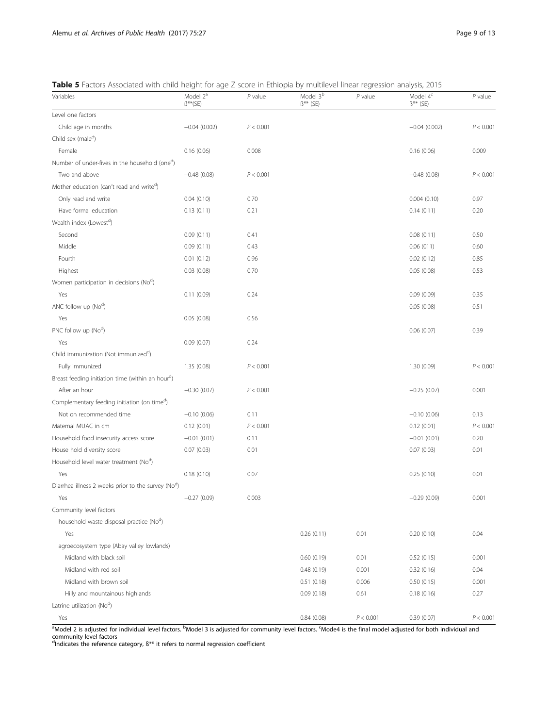**Table 5** Factors Associated with child height for age Z score in Ethiopia by multilevel linear regression analysis, 2015

| Variables | Model 2[a] ß**(SE) | *P* value | Model 3[b] ß** (SE) | *P* value | Model 4[c] ß** (SE) | *P* value |
|---|---|---|---|---|---|---|
| Level one factors | | | | | | |
| Child age in months | −0.04 (0.002) | $P < 0.001$ | | | −0.04 (0.002) | $P < 0.001$ |
| Child sex (male[d]) | | | | | | |
| Female | 0.16 (0.06) | 0.008 | | | 0.16 (0.06) | 0.009 |
| Number of under-fives in the household (one[d]) | | | | | | |
| Two and above | −0.48 (0.08) | $P < 0.001$ | | | −0.48 (0.08) | $P < 0.001$ |
| Mother education (can't read and write[d]) | | | | | | |
| Only read and write | 0.04 (0.10) | 0.70 | | | 0.004 (0.10) | 0.97 |
| Have formal education | 0.13 (0.11) | 0.21 | | | 0.14 (0.11) | 0.20 |
| Wealth index (Lowest[d]) | | | | | | |
| Second | 0.09 (0.11) | 0.41 | | | 0.08 (0.11) | 0.50 |
| Middle | 0.09 (0.11) | 0.43 | | | 0.06 (011) | 0.60 |
| Fourth | 0.01 (0.12) | 0.96 | | | 0.02 (0.12) | 0.85 |
| Highest | 0.03 (0.08) | 0.70 | | | 0.05 (0.08) | 0.53 |
| Women participation in decisions (No[d]) | | | | | | |
| Yes | 0.11 (0.09) | 0.24 | | | 0.09 (0.09) | 0.35 |
| ANC follow up (No[d]) | | | | | 0.05 (0.08) | 0.51 |
| Yes | 0.05 (0.08) | 0.56 | | | | |
| PNC follow up (No[d]) | | | | | 0.06 (0.07) | 0.39 |
| Yes | 0.09 (0.07) | 0.24 | | | | |
| Child immunization (Not immunized[d]) | | | | | | |
| Fully immunized | 1.35 (0.08) | $P < 0.001$ | | | 1.30 (0.09) | $P < 0.001$ |
| Breast feeding initiation time (within an hour[d]) | | | | | | |
| After an hour | −0.30 (0.07) | $P < 0.001$ | | | −0.25 (0.07) | 0.001 |
| Complementary feeding initiation (on time[d]) | | | | | | |
| Not on recommended time | −0.10 (0.06) | 0.11 | | | −0.10 (0.06) | 0.13 |
| Maternal MUAC in cm | 0.12 (0.01) | $P < 0.001$ | | | 0.12 (0.01) | $P < 0.001$ |
| Household food insecurity access score | −0.01 (0.01) | 0.11 | | | −0.01 (0.01) | 0.20 |
| House hold diversity score | 0.07 (0.03) | 0.01 | | | 0.07 (0.03) | 0.01 |
| Household level water treatment (No[d]) | | | | | | |
| Yes | 0.18 (0.10) | 0.07 | | | 0.25 (0.10) | 0.01 |
| Diarrhea illness 2 weeks prior to the survey (No[d]) | | | | | | |
| Yes | −0.27 (0.09) | 0.003 | | | −0.29 (0.09) | 0.001 |
| Community level factors | | | | | | |
| household waste disposal practice (No[d]) | | | | | | |
| Yes | | | 0.26 (0.11) | 0.01 | 0.20 (0.10) | 0.04 |
| agroecosystem type (Abay valley lowlands) | | | | | | |
| Midland with black soil | | | 0.60 (0.19) | 0.01 | 0.52 (0.15) | 0.001 |
| Midland with red soil | | | 0.48 (0.19) | 0.001 | 0.32 (0.16) | 0.04 |
| Midland with brown soil | | | 0.51 (0.18) | 0.006 | 0.50 (0.15) | 0.001 |
| Hilly and mountainous highlands | | | 0.09 (0.18) | 0.61 | 0.18 (0.16) | 0.27 |
| Latrine utilization (No[d]) | | | | | | |
| Yes | | | 0.84 (0.08) | $P < 0.001$ | 0.39 (0.07) | $P < 0.001$ |

[a]Model 2 is adjusted for individual level factors. [b]Model 3 is adjusted for community level factors. [c]Mode4 is the final model adjusted for both individual and community level factors
[d]Indicates the reference category, ß** it refers to normal regression coefficient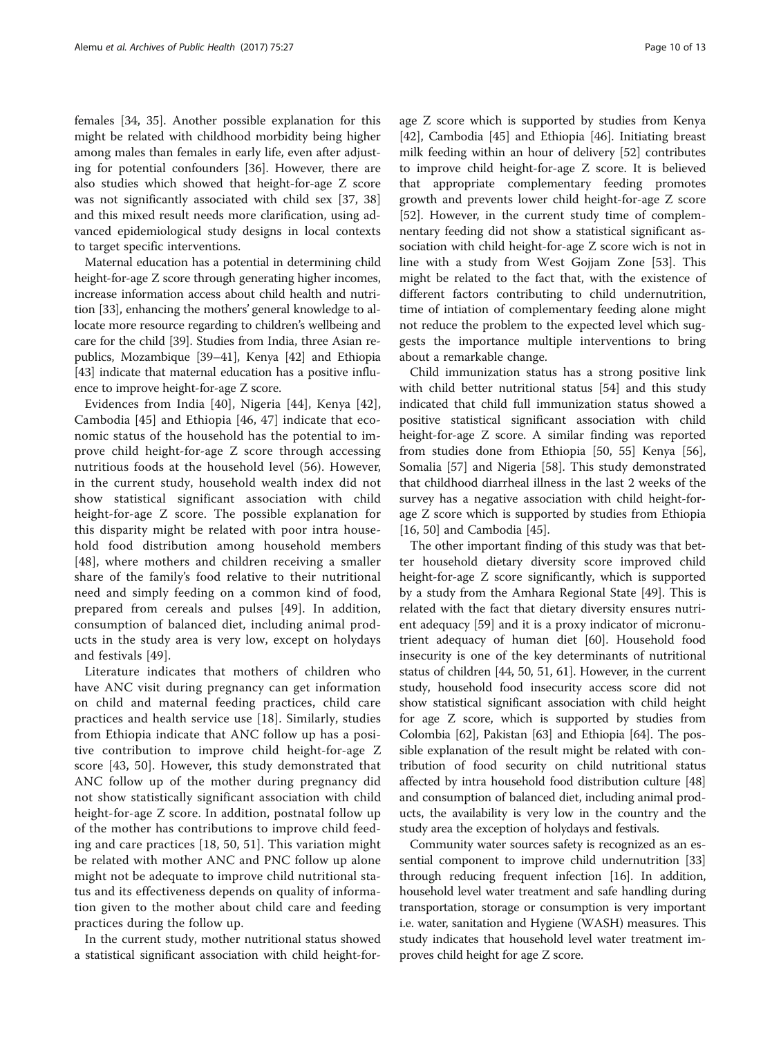females [34, 35]. Another possible explanation for this might be related with childhood morbidity being higher among males than females in early life, even after adjusting for potential confounders [36]. However, there are also studies which showed that height-for-age Z score was not significantly associated with child sex [37, 38] and this mixed result needs more clarification, using advanced epidemiological study designs in local contexts to target specific interventions.

Maternal education has a potential in determining child height-for-age Z score through generating higher incomes, increase information access about child health and nutrition [33], enhancing the mothers' general knowledge to allocate more resource regarding to children's wellbeing and care for the child [39]. Studies from India, three Asian republics, Mozambique [39–41], Kenya [42] and Ethiopia [43] indicate that maternal education has a positive influence to improve height-for-age Z score.

Evidences from India [40], Nigeria [44], Kenya [42], Cambodia [45] and Ethiopia [46, 47] indicate that economic status of the household has the potential to improve child height-for-age Z score through accessing nutritious foods at the household level (56). However, in the current study, household wealth index did not show statistical significant association with child height-for-age Z score. The possible explanation for this disparity might be related with poor intra household food distribution among household members [48], where mothers and children receiving a smaller share of the family's food relative to their nutritional need and simply feeding on a common kind of food, prepared from cereals and pulses [49]. In addition, consumption of balanced diet, including animal products in the study area is very low, except on holydays and festivals [49].

Literature indicates that mothers of children who have ANC visit during pregnancy can get information on child and maternal feeding practices, child care practices and health service use [18]. Similarly, studies from Ethiopia indicate that ANC follow up has a positive contribution to improve child height-for-age Z score [43, 50]. However, this study demonstrated that ANC follow up of the mother during pregnancy did not show statistically significant association with child height-for-age Z score. In addition, postnatal follow up of the mother has contributions to improve child feeding and care practices [18, 50, 51]. This variation might be related with mother ANC and PNC follow up alone might not be adequate to improve child nutritional status and its effectiveness depends on quality of information given to the mother about child care and feeding practices during the follow up.

In the current study, mother nutritional status showed a statistical significant association with child height-for-age Z score which is supported by studies from Kenya [42], Cambodia [45] and Ethiopia [46]. Initiating breast milk feeding within an hour of delivery [52] contributes to improve child height-for-age Z score. It is believed that appropriate complementary feeding promotes growth and prevents lower child height-for-age Z score [52]. However, in the current study time of complementary feeding did not show a statistical significant association with child height-for-age Z score wich is not in line with a study from West Gojjam Zone [53]. This might be related to the fact that, with the existence of different factors contributing to child undernutrition, time of intiation of complementary feeding alone might not reduce the problem to the expected level which suggests the importance multiple interventions to bring about a remarkable change.

Child immunization status has a strong positive link with child better nutritional status [54] and this study indicated that child full immunization status showed a positive statistical significant association with child height-for-age Z score. A similar finding was reported from studies done from Ethiopia [50, 55] Kenya [56], Somalia [57] and Nigeria [58]. This study demonstrated that childhood diarrheal illness in the last 2 weeks of the survey has a negative association with child height-for-age Z score which is supported by studies from Ethiopia [16, 50] and Cambodia [45].

The other important finding of this study was that better household dietary diversity score improved child height-for-age Z score significantly, which is supported by a study from the Amhara Regional State [49]. This is related with the fact that dietary diversity ensures nutrient adequacy [59] and it is a proxy indicator of micronutrient adequacy of human diet [60]. Household food insecurity is one of the key determinants of nutritional status of children [44, 50, 51, 61]. However, in the current study, household food insecurity access score did not show statistical significant association with child height for age Z score, which is supported by studies from Colombia [62], Pakistan [63] and Ethiopia [64]. The possible explanation of the result might be related with contribution of food security on child nutritional status affected by intra household food distribution culture [48] and consumption of balanced diet, including animal products, the availability is very low in the country and the study area the exception of holydays and festivals.

Community water sources safety is recognized as an essential component to improve child undernutrition [33] through reducing frequent infection [16]. In addition, household level water treatment and safe handling during transportation, storage or consumption is very important i.e. water, sanitation and Hygiene (WASH) measures. This study indicates that household level water treatment improves child height for age Z score.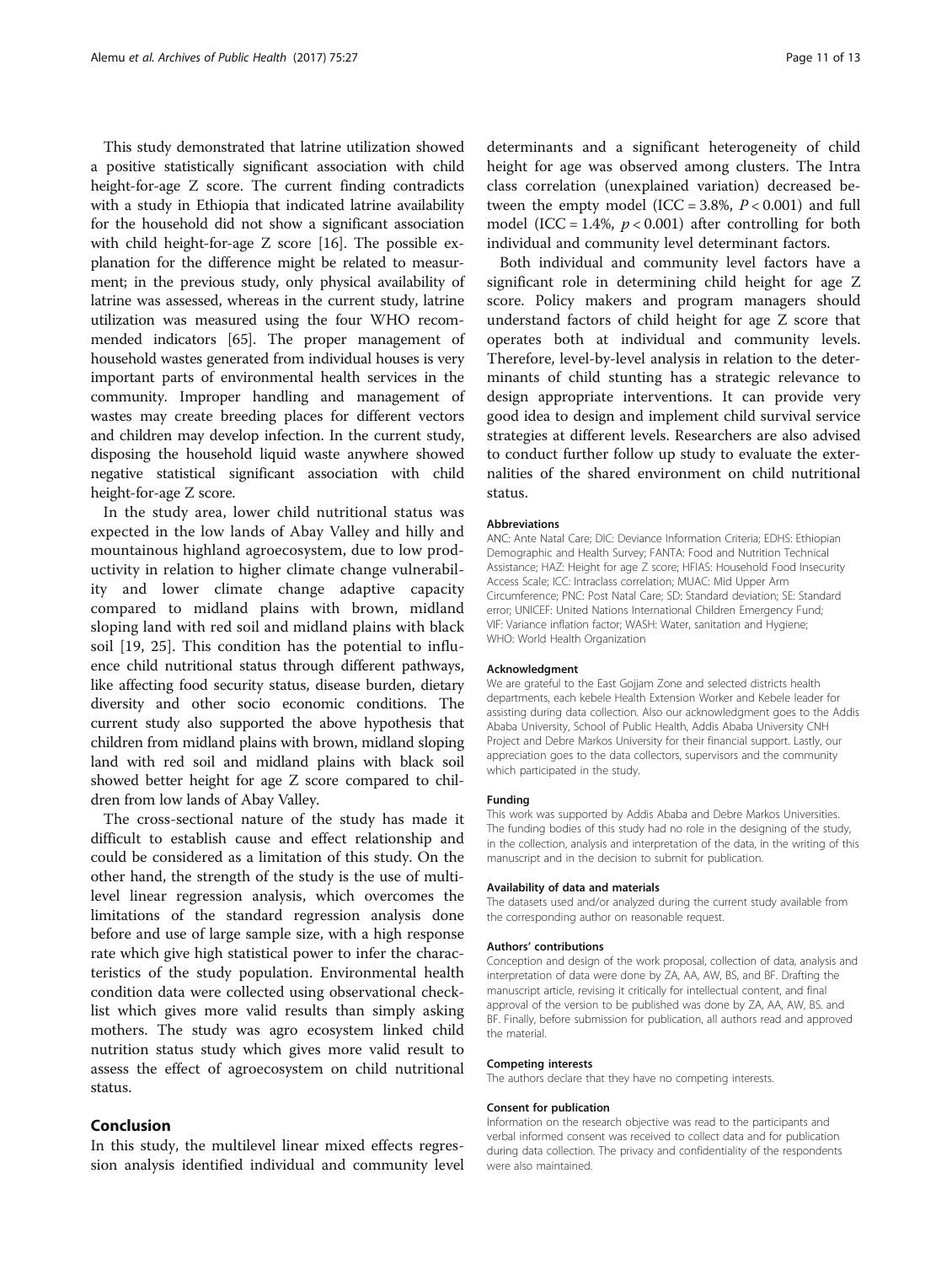This study demonstrated that latrine utilization showed a positive statistically significant association with child height-for-age Z score. The current finding contradicts with a study in Ethiopia that indicated latrine availability for the household did not show a significant association with child height-for-age Z score [16]. The possible explanation for the difference might be related to measurment; in the previous study, only physical availability of latrine was assessed, whereas in the current study, latrine utilization was measured using the four WHO recommended indicators [65]. The proper management of household wastes generated from individual houses is very important parts of environmental health services in the community. Improper handling and management of wastes may create breeding places for different vectors and children may develop infection. In the current study, disposing the household liquid waste anywhere showed negative statistical significant association with child height-for-age Z score.

In the study area, lower child nutritional status was expected in the low lands of Abay Valley and hilly and mountainous highland agroecosystem, due to low productivity in relation to higher climate change vulnerability and lower climate change adaptive capacity compared to midland plains with brown, midland sloping land with red soil and midland plains with black soil [19, 25]. This condition has the potential to influence child nutritional status through different pathways, like affecting food security status, disease burden, dietary diversity and other socio economic conditions. The current study also supported the above hypothesis that children from midland plains with brown, midland sloping land with red soil and midland plains with black soil showed better height for age Z score compared to children from low lands of Abay Valley.

The cross-sectional nature of the study has made it difficult to establish cause and effect relationship and could be considered as a limitation of this study. On the other hand, the strength of the study is the use of multilevel linear regression analysis, which overcomes the limitations of the standard regression analysis done before and use of large sample size, with a high response rate which give high statistical power to infer the characteristics of the study population. Environmental health condition data were collected using observational checklist which gives more valid results than simply asking mothers. The study was agro ecosystem linked child nutrition status study which gives more valid result to assess the effect of agroecosystem on child nutritional status.

## Conclusion

In this study, the multilevel linear mixed effects regression analysis identified individual and community level determinants and a significant heterogeneity of child height for age was observed among clusters. The Intra class correlation (unexplained variation) decreased between the empty model (ICC = 3.8%, $P < 0.001$) and full model (ICC = 1.4%, $p < 0.001$) after controlling for both individual and community level determinant factors.

Both individual and community level factors have a significant role in determining child height for age Z score. Policy makers and program managers should understand factors of child height for age Z score that operates both at individual and community levels. Therefore, level-by-level analysis in relation to the determinants of child stunting has a strategic relevance to design appropriate interventions. It can provide very good idea to design and implement child survival service strategies at different levels. Researchers are also advised to conduct further follow up study to evaluate the externalities of the shared environment on child nutritional status.

#### Abbreviations

ANC: Ante Natal Care; DIC: Deviance Information Criteria; EDHS: Ethiopian Demographic and Health Survey; FANTA: Food and Nutrition Technical Assistance; HAZ: Height for age Z score; HFIAS: Household Food Insecurity Access Scale; ICC: Intraclass correlation; MUAC: Mid Upper Arm Circumference; PNC: Post Natal Care; SD: Standard deviation; SE: Standard error; UNICEF: United Nations International Children Emergency Fund; VIF: Variance inflation factor; WASH: Water, sanitation and Hygiene; WHO: World Health Organization

#### Acknowledgment

We are grateful to the East Gojjam Zone and selected districts health departments, each kebele Health Extension Worker and Kebele leader for assisting during data collection. Also our acknowledgment goes to the Addis Ababa University, School of Public Health, Addis Ababa University CNH Project and Debre Markos University for their financial support. Lastly, our appreciation goes to the data collectors, supervisors and the community which participated in the study.

#### Funding

This work was supported by Addis Ababa and Debre Markos Universities. The funding bodies of this study had no role in the designing of the study, in the collection, analysis and interpretation of the data, in the writing of this manuscript and in the decision to submit for publication.

#### Availability of data and materials

The datasets used and/or analyzed during the current study available from the corresponding author on reasonable request.

#### Authors' contributions

Conception and design of the work proposal, collection of data, analysis and interpretation of data were done by ZA, AA, AW, BS, and BF. Drafting the manuscript article, revising it critically for intellectual content, and final approval of the version to be published was done by ZA, AA, AW, BS. and BF. Finally, before submission for publication, all authors read and approved the material.

#### Competing interests

The authors declare that they have no competing interests.

#### Consent for publication

Information on the research objective was read to the participants and verbal informed consent was received to collect data and for publication during data collection. The privacy and confidentiality of the respondents were also maintained.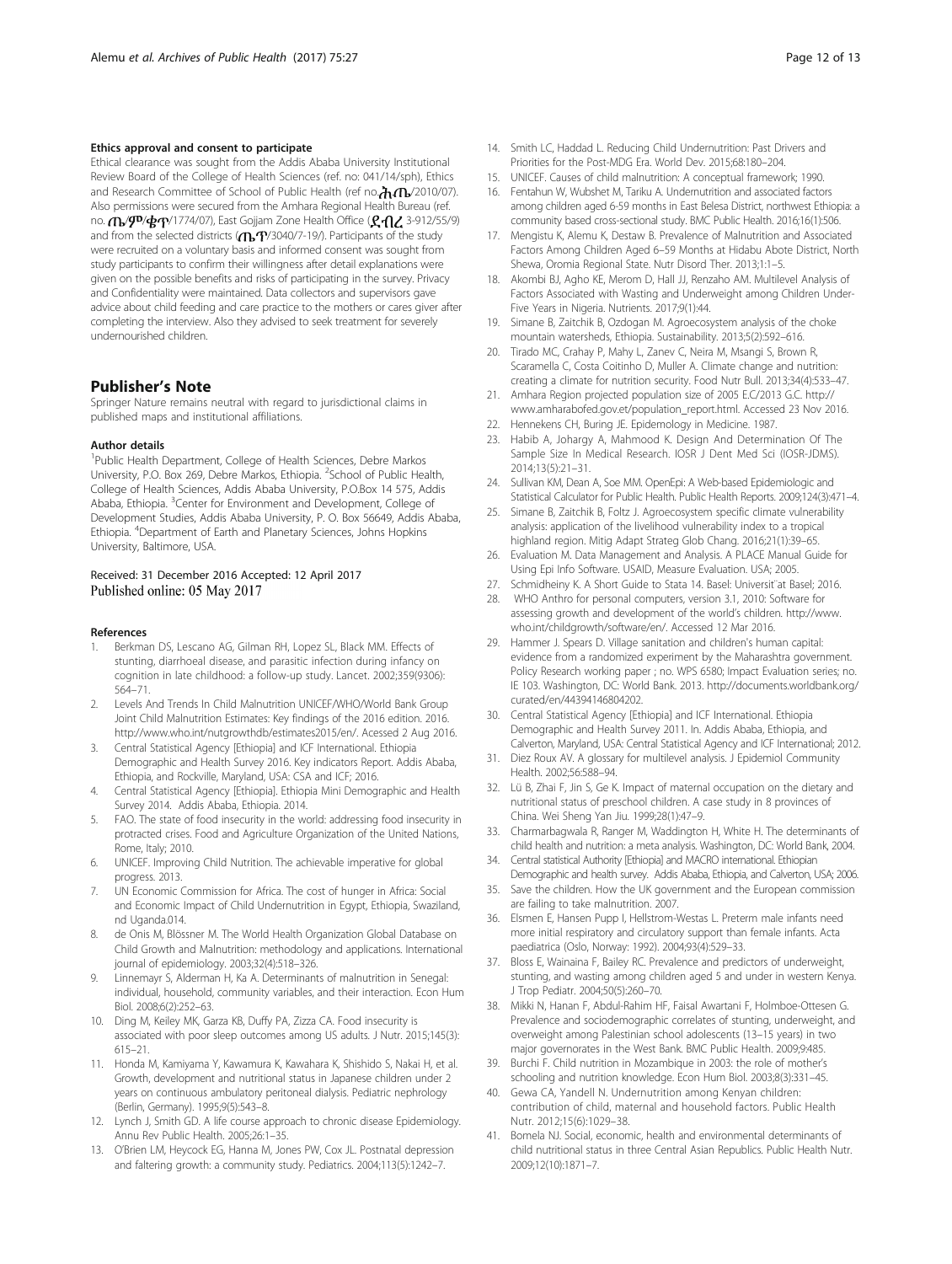#### Ethics approval and consent to participate

Ethical clearance was sought from the Addis Ababa University Institutional Review Board of the College of Health Sciences (ref. no: 041/14/sph), Ethics and Research Committee of School of Public Health (ref no ሕቤ/2010/07). Also permissions were secured from the Amhara Regional Health Bureau (ref. no. ጤ/ም/ቁጥ/1774/07), East Gojjam Zone Health Office (ደብረ 3-912/55/9) and from the selected districts (ጤ.ጥ/3040/7-19/). Participants of the study were recruited on a voluntary basis and informed consent was sought from study participants to confirm their willingness after detail explanations were given on the possible benefits and risks of participating in the survey. Privacy and Confidentiality were maintained. Data collectors and supervisors gave advice about child feeding and care practice to the mothers or cares giver after completing the interview. Also they advised to seek treatment for severely undernourished children.

## Publisher's Note

Springer Nature remains neutral with regard to jurisdictional claims in published maps and institutional affiliations.

#### Author details

[1]Public Health Department, College of Health Sciences, Debre Markos University, P.O. Box 269, Debre Markos, Ethiopia. [2]School of Public Health, College of Health Sciences, Addis Ababa University, P.O.Box 14 575, Addis Ababa, Ethiopia. [3]Center for Environment and Development, College of Development Studies, Addis Ababa University, P. O. Box 56649, Addis Ababa, Ethiopia. [4]Department of Earth and Planetary Sciences, Johns Hopkins University, Baltimore, USA.

Received: 31 December 2016 Accepted: 12 April 2017
Published online: 05 May 2017

#### References

1. Berkman DS, Lescano AG, Gilman RH, Lopez SL, Black MM. Effects of stunting, diarrhoeal disease, and parasitic infection during infancy on cognition in late childhood: a follow-up study. Lancet. 2002;359(9306): 564–71.
2. Levels And Trends In Child Malnutrition UNICEF/WHO/World Bank Group Joint Child Malnutrition Estimates: Key findings of the 2016 edition. 2016. http://www.who.int/nutgrowthdb/estimates2015/en/. Acessed 2 Aug 2016.
3. Central Statistical Agency [Ethiopia] and ICF International. Ethiopia Demographic and Health Survey 2016. Key indicators Report. Addis Ababa, Ethiopia, and Rockville, Maryland, USA: CSA and ICF; 2016.
4. Central Statistical Agency [Ethiopia]. Ethiopia Mini Demographic and Health Survey 2014. Addis Ababa, Ethiopia. 2014.
5. FAO. The state of food insecurity in the world: addressing food insecurity in protracted crises. Food and Agriculture Organization of the United Nations, Rome, Italy; 2010.
6. UNICEF. Improving Child Nutrition. The achievable imperative for global progress. 2013.
7. UN Economic Commission for Africa. The cost of hunger in Africa: Social and Economic Impact of Child Undernutrition in Egypt, Ethiopia, Swaziland, nd Uganda.014.
8. de Onis M, Blössner M. The World Health Organization Global Database on Child Growth and Malnutrition: methodology and applications. International journal of epidemiology. 2003;32(4):518–326.
9. Linnemayr S, Alderman H, Ka A. Determinants of malnutrition in Senegal: individual, household, community variables, and their interaction. Econ Hum Biol. 2008;6(2):252–63.
10. Ding M, Keiley MK, Garza KB, Duffy PA, Zizza CA. Food insecurity is associated with poor sleep outcomes among US adults. J Nutr. 2015;145(3): 615–21.
11. Honda M, Kamiyama Y, Kawamura K, Kawahara K, Shishido S, Nakai H, et al. Growth, development and nutritional status in Japanese children under 2 years on continuous ambulatory peritoneal dialysis. Pediatric nephrology (Berlin, Germany). 1995;9(5):543–8.
12. Lynch J, Smith GD. A life course approach to chronic disease Epidemiology. Annu Rev Public Health. 2005;26:1–35.
13. O'Brien LM, Heycock EG, Hanna M, Jones PW, Cox JL. Postnatal depression and faltering growth: a community study. Pediatrics. 2004;113(5):1242–7.
14. Smith LC, Haddad L. Reducing Child Undernutrition: Past Drivers and Priorities for the Post-MDG Era. World Dev. 2015;68:180–204.
15. UNICEF. Causes of child malnutrition: A conceptual framework; 1990.
16. Fentahun W, Wubshet M, Tariku A. Undernutrition and associated factors among children aged 6-59 months in East Belesa District, northwest Ethiopia: a community based cross-sectional study. BMC Public Health. 2016;16(1):506.
17. Mengistu K, Alemu K, Destaw B. Prevalence of Malnutrition and Associated Factors Among Children Aged 6–59 Months at Hidabu Abote District, North Shewa, Oromia Regional State. Nutr Disord Ther. 2013;1:1–5.
18. Akombi BJ, Agho KE, Merom D, Hall JJ, Renzaho AM. Multilevel Analysis of Factors Associated with Wasting and Underweight among Children Under-Five Years in Nigeria. Nutrients. 2017;9(1):44.
19. Simane B, Zaitchik B, Ozdogan M. Agroecosystem analysis of the choke mountain watersheds, Ethiopia. Sustainability. 2013;5(2):592–616.
20. Tirado MC, Crahay P, Mahy L, Zanev C, Neira M, Msangi S, Brown R, Scaramella C, Costa Coitinho D, Muller A. Climate change and nutrition: creating a climate for nutrition security. Food Nutr Bull. 2013;34(4):533–47.
21. Amhara Region projected population size of 2005 E.C/2013 G.C. http://www.amharabofed.gov.et/population_report.html. Accessed 23 Nov 2016.
22. Hennekens CH, Buring JE. Epidemiology in Medicine. 1987.
23. Habib A, Johargy A, Mahmood K. Design And Determination Of The Sample Size In Medical Research. IOSR J Dent Med Sci (IOSR-JDMS). 2014;13(5):21–31.
24. Sullivan KM, Dean A, Soe MM. OpenEpi: A Web-based Epidemiologic and Statistical Calculator for Public Health. Public Health Reports. 2009;124(3):471–4.
25. Simane B, Zaitchik B, Foltz J. Agroecosystem specific climate vulnerability analysis: application of the livelihood vulnerability index to a tropical highland region. Mitig Adapt Strateg Glob Chang. 2016;21(1):39–65.
26. Evaluation M. Data Management and Analysis. A PLACE Manual Guide for Using Epi Info Software. USAID, Measure Evaluation. USA; 2005.
27. Schmidheiny K. A Short Guide to Stata 14. Basel: Universit¨at Basel; 2016.
28. WHO Anthro for personal computers, version 3.1, 2010: Software for assessing growth and development of the world's children. http://www.who.int/childgrowth/software/en/. Accessed 12 Mar 2016.
29. Hammer J. Spears D. Village sanitation and children's human capital: evidence from a randomized experiment by the Maharashtra government. Policy Research working paper ; no. WPS 6580; Impact Evaluation series; no. IE 103. Washington, DC: World Bank. 2013. http://documents.worldbank.org/curated/en/44394146804202.
30. Central Statistical Agency [Ethiopia] and ICF International. Ethiopia Demographic and Health Survey 2011. In. Addis Ababa, Ethiopia, and Calverton, Maryland, USA: Central Statistical Agency and ICF International; 2012.
31. Diez Roux AV. A glossary for multilevel analysis. J Epidemiol Community Health. 2002;56:588–94.
32. Lü B, Zhai F, Jin S, Ge K. Impact of maternal occupation on the dietary and nutritional status of preschool children. A case study in 8 provinces of China. Wei Sheng Yan Jiu. 1999;28(1):47–9.
33. Charmarbagwala R, Ranger M, Waddington H, White H. The determinants of child health and nutrition: a meta analysis. Washington, DC: World Bank, 2004.
34. Central statistical Authority [Ethiopia] and MACRO international. Ethiopian Demographic and health survey. Addis Ababa, Ethiopia, and Calverton, USA; 2006.
35. Save the children. How the UK government and the European commission are failing to take malnutrition. 2007.
36. Elsmen E, Hansen Pupp I, Hellstrom-Westas L. Preterm male infants need more initial respiratory and circulatory support than female infants. Acta paediatrica (Oslo, Norway: 1992). 2004;93(4):529–33.
37. Bloss E, Wainaina F, Bailey RC. Prevalence and predictors of underweight, stunting, and wasting among children aged 5 and under in western Kenya. J Trop Pediatr. 2004;50(5):260–70.
38. Mikki N, Hanan F, Abdul-Rahim HF, Faisal Awartani F, Holmboe-Ottesen G. Prevalence and sociodemographic correlates of stunting, underweight, and overweight among Palestinian school adolescents (13–15 years) in two major governorates in the West Bank. BMC Public Health. 2009;9:485.
39. Burchi F. Child nutrition in Mozambique in 2003: the role of mother's schooling and nutrition knowledge. Econ Hum Biol. 2003;8(3):331–45.
40. Gewa CA, Yandell N. Undernutrition among Kenyan children: contribution of child, maternal and household factors. Public Health Nutr. 2012;15(6):1029–38.
41. Bomela NJ. Social, economic, health and environmental determinants of child nutritional status in three Central Asian Republics. Public Health Nutr. 2009;12(10):1871–7.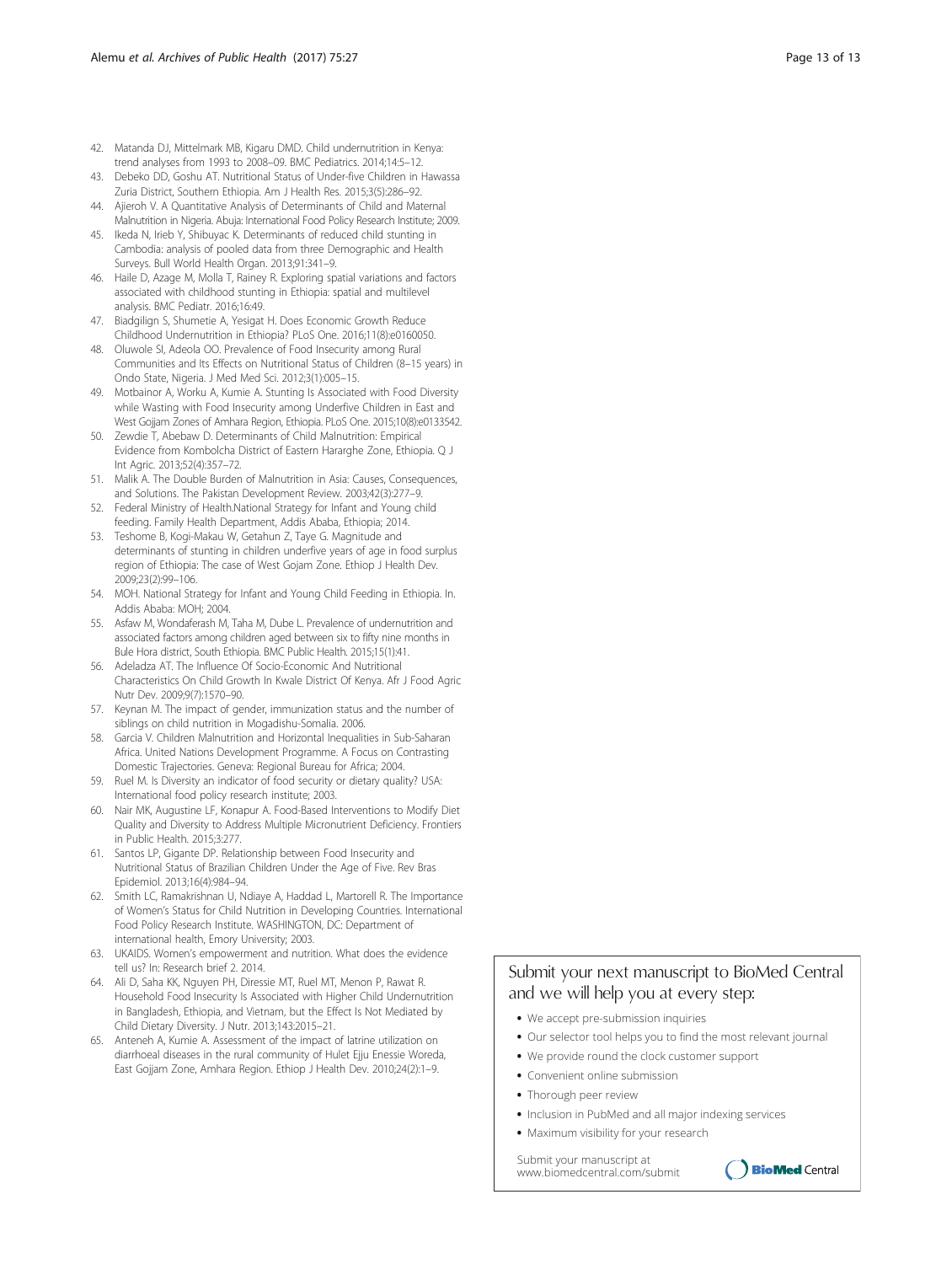42. Matanda DJ, Mittelmark MB, Kigaru DMD. Child undernutrition in Kenya: trend analyses from 1993 to 2008–09. BMC Pediatrics. 2014;14:5–12.
43. Debeko DD, Goshu AT. Nutritional Status of Under-five Children in Hawassa Zuria District, Southern Ethiopia. Am J Health Res. 2015;3(5):286–92.
44. Ajieroh V. A Quantitative Analysis of Determinants of Child and Maternal Malnutrition in Nigeria. Abuja: International Food Policy Research Institute; 2009.
45. Ikeda N, Irieb Y, Shibuyac K. Determinants of reduced child stunting in Cambodia: analysis of pooled data from three Demographic and Health Surveys. Bull World Health Organ. 2013;91:341–9.
46. Haile D, Azage M, Molla T, Rainey R. Exploring spatial variations and factors associated with childhood stunting in Ethiopia: spatial and multilevel analysis. BMC Pediatr. 2016;16:49.
47. Biadgilign S, Shumetie A, Yesigat H. Does Economic Growth Reduce Childhood Undernutrition in Ethiopia? PLoS One. 2016;11(8):e0160050.
48. Oluwole SI, Adeola OO. Prevalence of Food Insecurity among Rural Communities and Its Effects on Nutritional Status of Children (8–15 years) in Ondo State, Nigeria. J Med Med Sci. 2012;3(1):005–15.
49. Motbainor A, Worku A, Kumie A. Stunting Is Associated with Food Diversity while Wasting with Food Insecurity among Underfive Children in East and West Gojjam Zones of Amhara Region, Ethiopia. PLoS One. 2015;10(8):e0133542.
50. Zewdie T, Abebaw D. Determinants of Child Malnutrition: Empirical Evidence from Kombolcha District of Eastern Hararghe Zone, Ethiopia. Q J Int Agric. 2013;52(4):357–72.
51. Malik A. The Double Burden of Malnutrition in Asia: Causes, Consequences, and Solutions. The Pakistan Development Review. 2003;42(3):277–9.
52. Federal Ministry of Health.National Strategy for Infant and Young child feeding. Family Health Department, Addis Ababa, Ethiopia; 2014.
53. Teshome B, Kogi-Makau W, Getahun Z, Taye G. Magnitude and determinants of stunting in children underfive years of age in food surplus region of Ethiopia: The case of West Gojam Zone. Ethiop J Health Dev. 2009;23(2):99–106.
54. MOH. National Strategy for Infant and Young Child Feeding in Ethiopia. In. Addis Ababa: MOH; 2004.
55. Asfaw M, Wondaferash M, Taha M, Dube L. Prevalence of undernutrition and associated factors among children aged between six to fifty nine months in Bule Hora district, South Ethiopia. BMC Public Health. 2015;15(1):41.
56. Adeladza AT. The Influence Of Socio-Economic And Nutritional Characteristics On Child Growth In Kwale District Of Kenya. Afr J Food Agric Nutr Dev. 2009;9(7):1570–90.
57. Keynan M. The impact of gender, immunization status and the number of siblings on child nutrition in Mogadishu-Somalia. 2006.
58. Garcia V. Children Malnutrition and Horizontal Inequalities in Sub-Saharan Africa. United Nations Development Programme. A Focus on Contrasting Domestic Trajectories. Geneva: Regional Bureau for Africa; 2004.
59. Ruel M. Is Diversity an indicator of food security or dietary quality? USA: International food policy research institute; 2003.
60. Nair MK, Augustine LF, Konapur A. Food-Based Interventions to Modify Diet Quality and Diversity to Address Multiple Micronutrient Deficiency. Frontiers in Public Health. 2015;3:277.
61. Santos LP, Gigante DP. Relationship between Food Insecurity and Nutritional Status of Brazilian Children Under the Age of Five. Rev Bras Epidemiol. 2013;16(4):984–94.
62. Smith LC, Ramakrishnan U, Ndiaye A, Haddad L, Martorell R. The Importance of Women's Status for Child Nutrition in Developing Countries. International Food Policy Research Institute. WASHINGTON, DC: Department of international health, Emory University; 2003.
63. UKAIDS. Women's empowerment and nutrition. What does the evidence tell us? In: Research brief 2. 2014.
64. Ali D, Saha KK, Nguyen PH, Diressie MT, Ruel MT, Menon P, Rawat R. Household Food Insecurity Is Associated with Higher Child Undernutrition in Bangladesh, Ethiopia, and Vietnam, but the Effect Is Not Mediated by Child Dietary Diversity. J Nutr. 2013;143:2015–21.
65. Anteneh A, Kumie A. Assessment of the impact of latrine utilization on diarrhoeal diseases in the rural community of Hulet Ejju Enessie Woreda, East Gojjam Zone, Amhara Region. Ethiop J Health Dev. 2010;24(2):1–9.

Submit your next manuscript to BioMed Central and we will help you at every step:

- We accept pre-submission inquiries
- Our selector tool helps you to find the most relevant journal
- We provide round the clock customer support
- Convenient online submission
- Thorough peer review
- Inclusion in PubMed and all major indexing services
- Maximum visibility for your research

Submit your manuscript at
www.biomedcentral.com/submit

BioMed Central